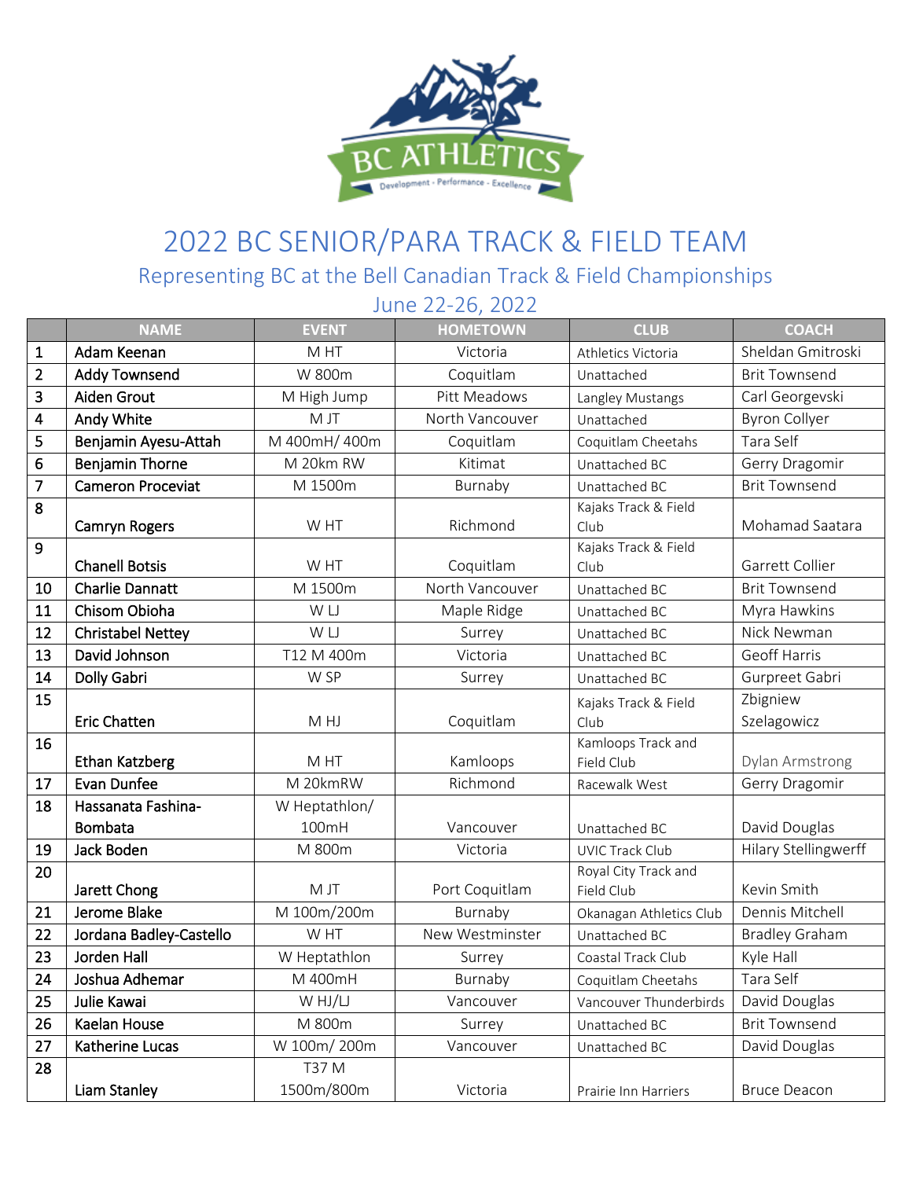# 2022 BC SENIOR/PARA TRACK & FIELD TEAM

## Representing BC at the Bell Canadian Track & Field Championships

## June 22-26, 2022

| | NAME | EVENT | HOMETOWN | CLUB | COACH |
|---|---|---|---|---|---|
| 1 | Adam Keenan | M HT | Victoria | Athletics Victoria | Sheldan Gmitroski |
| 2 | Addy Townsend | W 800m | Coquitlam | Unattached | Brit Townsend |
| 3 | Aiden Grout | M High Jump | Pitt Meadows | Langley Mustangs | Carl Georgevski |
| 4 | Andy White | M JT | North Vancouver | Unattached | Byron Collyer |
| 5 | Benjamin Ayesu-Attah | M 400mH/ 400m | Coquitlam | Coquitlam Cheetahs | Tara Self |
| 6 | Benjamin Thorne | M 20km RW | Kitimat | Unattached BC | Gerry Dragomir |
| 7 | Cameron Proceviat | M 1500m | Burnaby | Unattached BC | Brit Townsend |
| 8 | Camryn Rogers | W HT | Richmond | Kajaks Track & Field Club | Mohamad Saatara |
| 9 | Chanell Botsis | W HT | Coquitlam | Kajaks Track & Field Club | Garrett Collier |
| 10 | Charlie Dannatt | M 1500m | North Vancouver | Unattached BC | Brit Townsend |
| 11 | Chisom Obioha | W LJ | Maple Ridge | Unattached BC | Myra Hawkins |
| 12 | Christabel Nettey | W LJ | Surrey | Unattached BC | Nick Newman |
| 13 | David Johnson | T12 M 400m | Victoria | Unattached BC | Geoff Harris |
| 14 | Dolly Gabri | W SP | Surrey | Unattached BC | Gurpreet Gabri |
| 15 | Eric Chatten | M HJ | Coquitlam | Kajaks Track & Field Club | Zbigniew Szelagowicz |
| 16 | Ethan Katzberg | M HT | Kamloops | Kamloops Track and Field Club | Dylan Armstrong |
| 17 | Evan Dunfee | M 20kmRW | Richmond | Racewalk West | Gerry Dragomir |
| 18 | Hassanata Fashina-Bombata | W Heptathlon/ 100mH | Vancouver | Unattached BC | David Douglas |
| 19 | Jack Boden | M 800m | Victoria | UVIC Track Club | Hilary Stellingwerff |
| 20 | Jarett Chong | M JT | Port Coquitlam | Royal City Track and Field Club | Kevin Smith |
| 21 | Jerome Blake | M 100m/200m | Burnaby | Okanagan Athletics Club | Dennis Mitchell |
| 22 | Jordana Badley-Castello | W HT | New Westminster | Unattached BC | Bradley Graham |
| 23 | Jorden Hall | W Heptathlon | Surrey | Coastal Track Club | Kyle Hall |
| 24 | Joshua Adhemar | M 400mH | Burnaby | Coquitlam Cheetahs | Tara Self |
| 25 | Julie Kawai | W HJ/LJ | Vancouver | Vancouver Thunderbirds | David Douglas |
| 26 | Kaelan House | M 800m | Surrey | Unattached BC | Brit Townsend |
| 27 | Katherine Lucas | W 100m/ 200m | Vancouver | Unattached BC | David Douglas |
| 28 | Liam Stanley | T37 M 1500m/800m | Victoria | Prairie Inn Harriers | Bruce Deacon |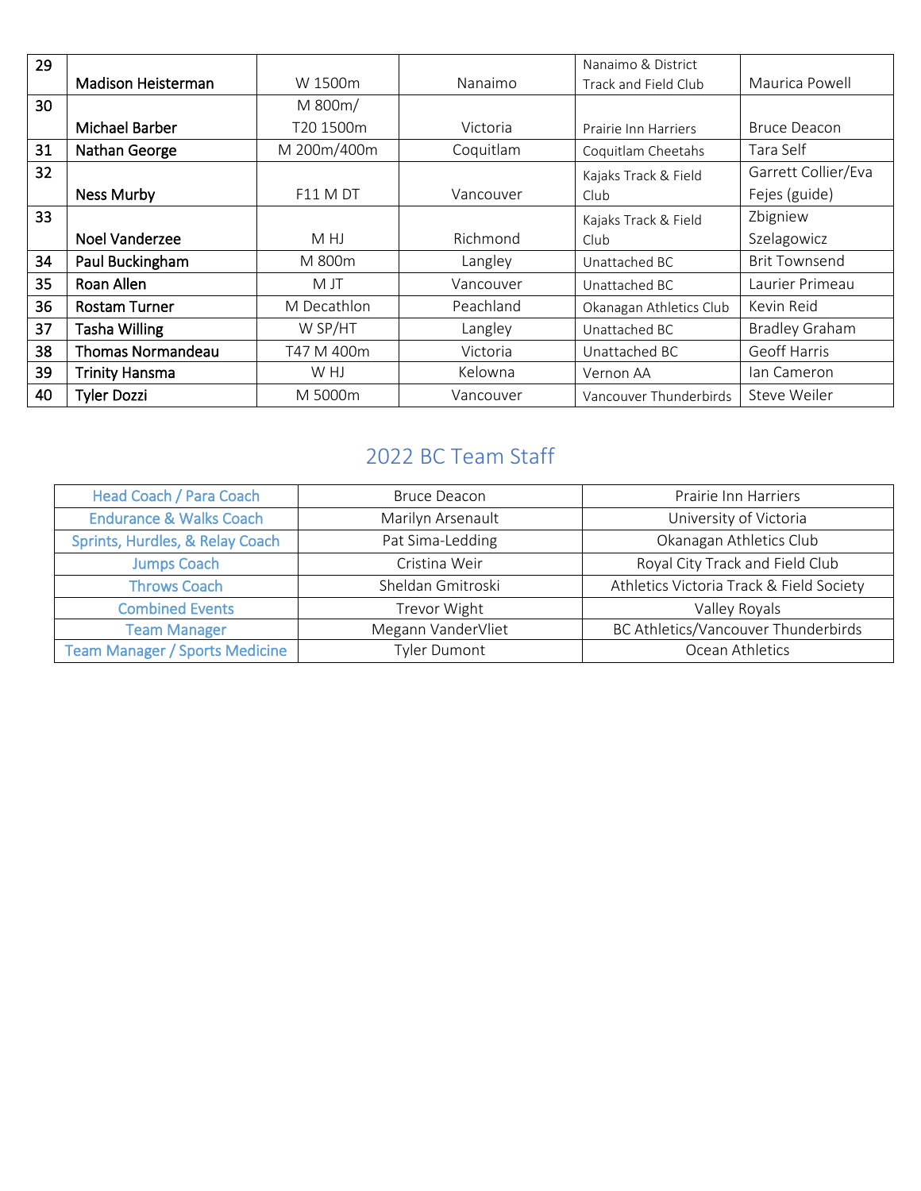| | | | | | |
|---|---|---|---|---|---|
| 29 | Madison Heisterman | W 1500m | Nanaimo | Nanaimo & District Track and Field Club | Maurica Powell |
| 30 | Michael Barber | M 800m/ T20 1500m | Victoria | Prairie Inn Harriers | Bruce Deacon |
| 31 | Nathan George | M 200m/400m | Coquitlam | Coquitlam Cheetahs | Tara Self |
| 32 | Ness Murby | F11 M DT | Vancouver | Kajaks Track & Field Club | Garrett Collier/Eva Fejes (guide) |
| 33 | Noel Vanderzee | M HJ | Richmond | Kajaks Track & Field Club | Zbigniew Szelagowicz |
| 34 | Paul Buckingham | M 800m | Langley | Unattached BC | Brit Townsend |
| 35 | Roan Allen | M JT | Vancouver | Unattached BC | Laurier Primeau |
| 36 | Rostam Turner | M Decathlon | Peachland | Okanagan Athletics Club | Kevin Reid |
| 37 | Tasha Willing | W SP/HT | Langley | Unattached BC | Bradley Graham |
| 38 | Thomas Normandeau | T47 M 400m | Victoria | Unattached BC | Geoff Harris |
| 39 | Trinity Hansma | W HJ | Kelowna | Vernon AA | Ian Cameron |
| 40 | Tyler Dozzi | M 5000m | Vancouver | Vancouver Thunderbirds | Steve Weiler |

## 2022 BC Team Staff

| | | |
|---|---|---|
| Head Coach / Para Coach | Bruce Deacon | Prairie Inn Harriers |
| Endurance & Walks Coach | Marilyn Arsenault | University of Victoria |
| Sprints, Hurdles, & Relay Coach | Pat Sima-Ledding | Okanagan Athletics Club |
| Jumps Coach | Cristina Weir | Royal City Track and Field Club |
| Throws Coach | Sheldan Gmitroski | Athletics Victoria Track & Field Society |
| Combined Events | Trevor Wight | Valley Royals |
| Team Manager | Megann VanderVliet | BC Athletics/Vancouver Thunderbirds |
| Team Manager / Sports Medicine | Tyler Dumont | Ocean Athletics |